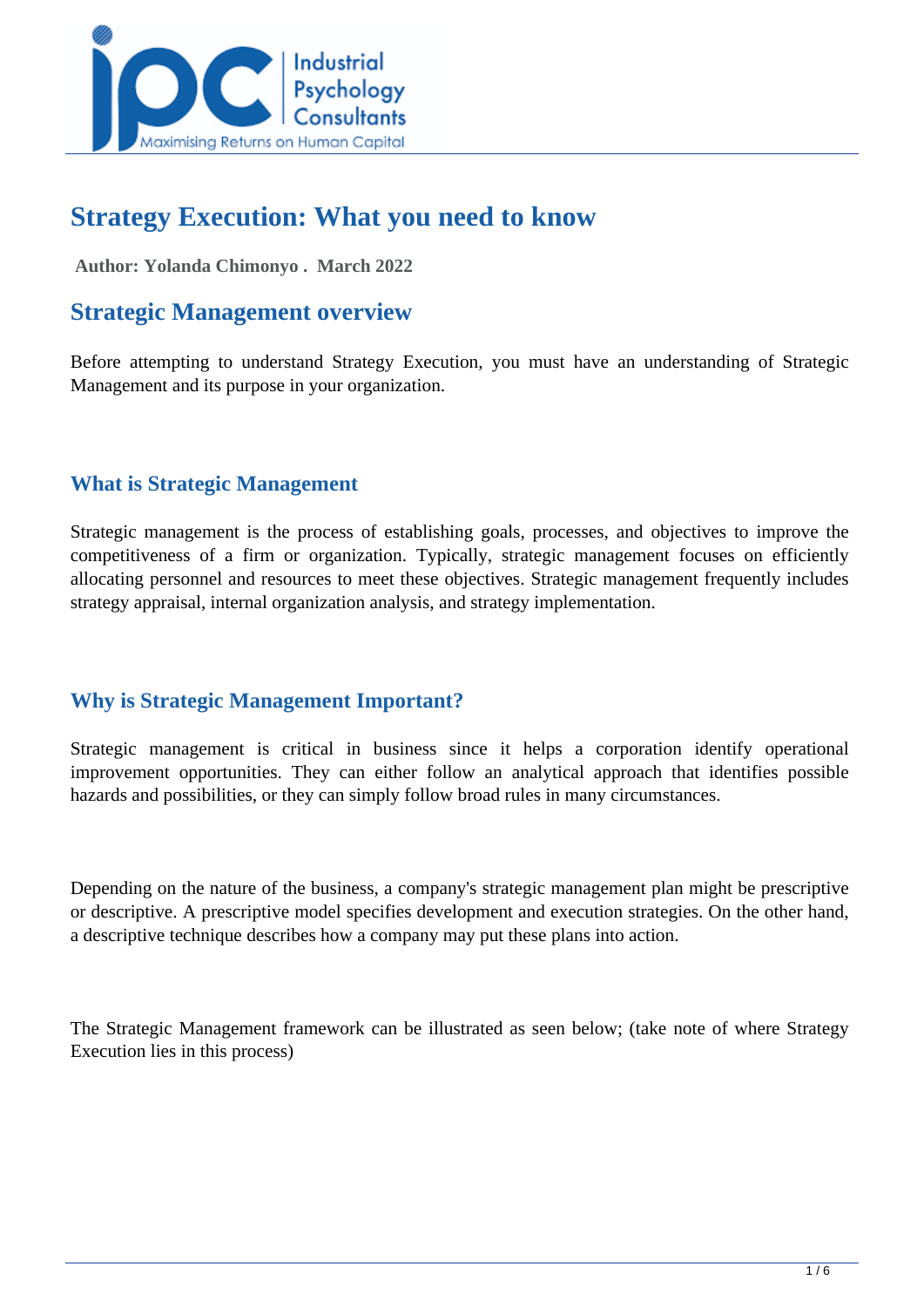# Strategy Execution: What you need to know

**Author: Yolanda Chimonyo . March 2022**

## Strategic Management overview

Before attempting to understand Strategy Execution, you must have an understanding of Strategic Management and its purpose in your organization.

### What is Strategic Management

Strategic management is the process of establishing goals, processes, and objectives to improve the competitiveness of a firm or organization. Typically, strategic management focuses on efficiently allocating personnel and resources to meet these objectives. Strategic management frequently includes strategy appraisal, internal organization analysis, and strategy implementation.

### Why is Strategic Management Important?

Strategic management is critical in business since it helps a corporation identify operational improvement opportunities. They can either follow an analytical approach that identifies possible hazards and possibilities, or they can simply follow broad rules in many circumstances.

Depending on the nature of the business, a company's strategic management plan might be prescriptive or descriptive. A prescriptive model specifies development and execution strategies. On the other hand, a descriptive technique describes how a company may put these plans into action.

The Strategic Management framework can be illustrated as seen below; (take note of where Strategy Execution lies in this process)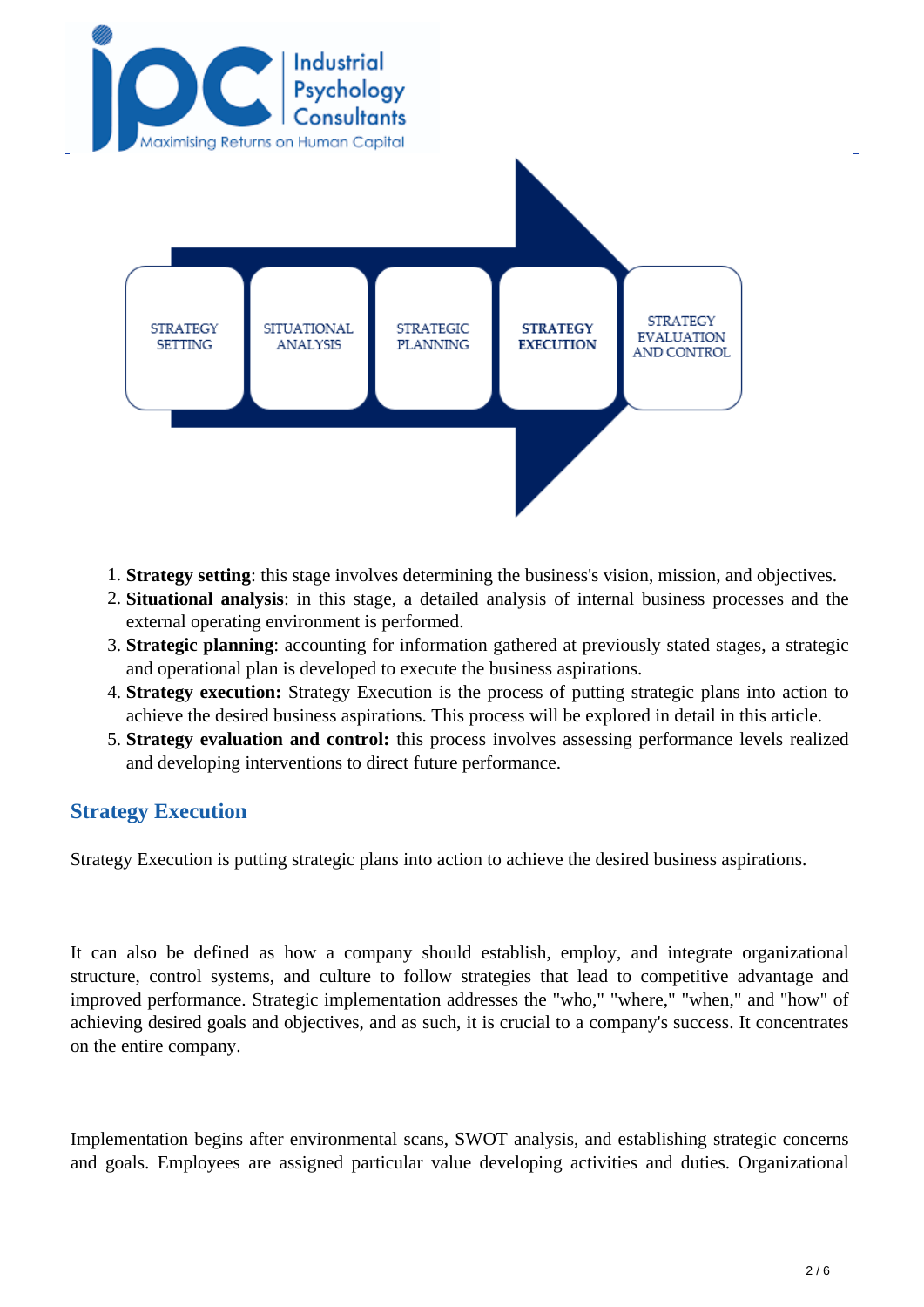STRATEGY SETTING | SITUATIONAL ANALYSIS | STRATEGIC PLANNING | **STRATEGY EXECUTION** | STRATEGY EVALUATION AND CONTROL

1. **Strategy setting**: this stage involves determining the business's vision, mission, and objectives.
2. **Situational analysis**: in this stage, a detailed analysis of internal business processes and the external operating environment is performed.
3. **Strategic planning**: accounting for information gathered at previously stated stages, a strategic and operational plan is developed to execute the business aspirations.
4. **Strategy execution:** Strategy Execution is the process of putting strategic plans into action to achieve the desired business aspirations. This process will be explored in detail in this article.
5. **Strategy evaluation and control:** this process involves assessing performance levels realized and developing interventions to direct future performance.

## Strategy Execution

Strategy Execution is putting strategic plans into action to achieve the desired business aspirations.

It can also be defined as how a company should establish, employ, and integrate organizational structure, control systems, and culture to follow strategies that lead to competitive advantage and improved performance. Strategic implementation addresses the "who," "where," "when," and "how" of achieving desired goals and objectives, and as such, it is crucial to a company's success. It concentrates on the entire company.

Implementation begins after environmental scans, SWOT analysis, and establishing strategic concerns and goals. Employees are assigned particular value developing activities and duties. Organizational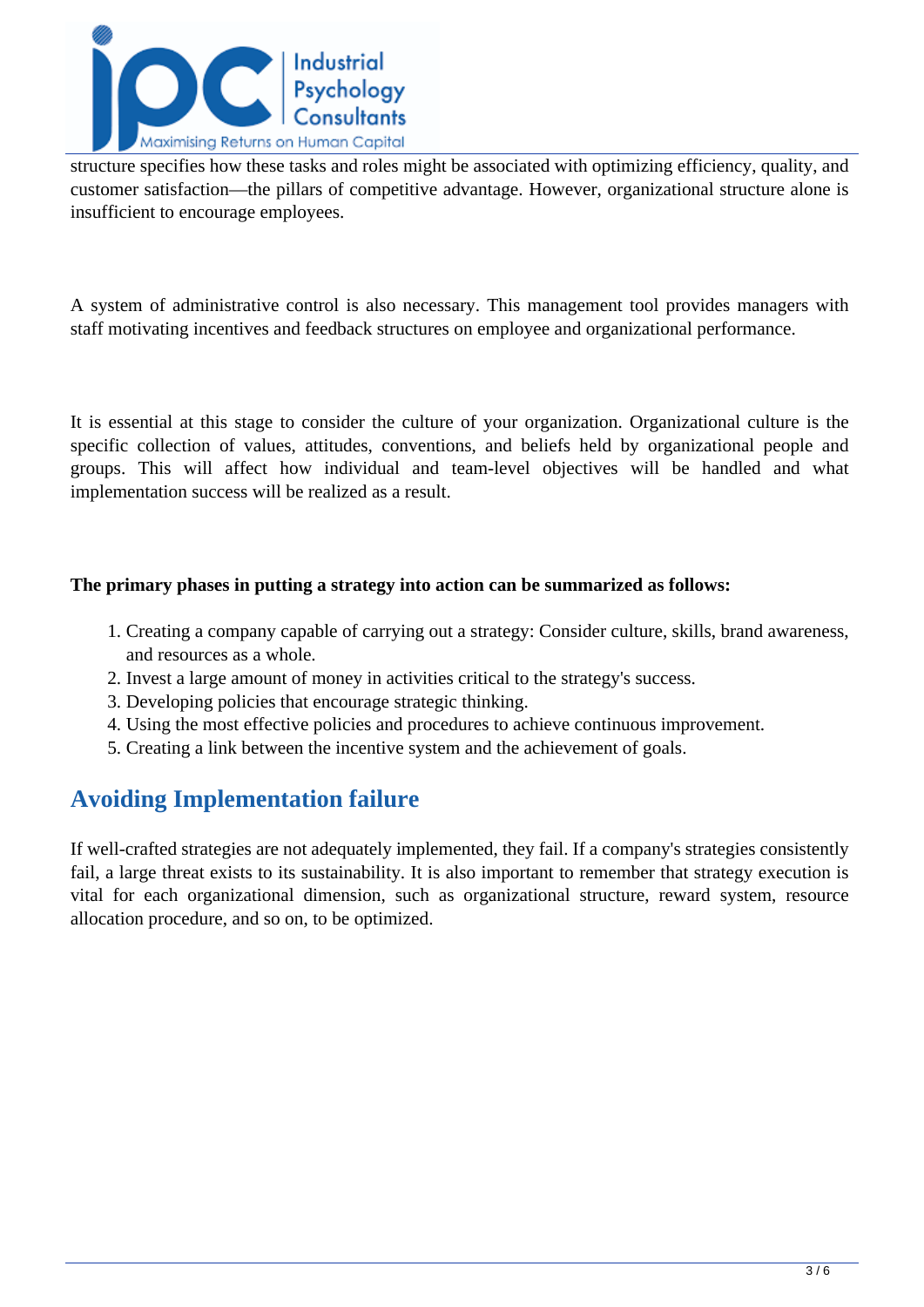structure specifies how these tasks and roles might be associated with optimizing efficiency, quality, and customer satisfaction—the pillars of competitive advantage. However, organizational structure alone is insufficient to encourage employees.

A system of administrative control is also necessary. This management tool provides managers with staff motivating incentives and feedback structures on employee and organizational performance.

It is essential at this stage to consider the culture of your organization. Organizational culture is the specific collection of values, attitudes, conventions, and beliefs held by organizational people and groups. This will affect how individual and team-level objectives will be handled and what implementation success will be realized as a result.

**The primary phases in putting a strategy into action can be summarized as follows:**

1. Creating a company capable of carrying out a strategy: Consider culture, skills, brand awareness, and resources as a whole.
2. Invest a large amount of money in activities critical to the strategy's success.
3. Developing policies that encourage strategic thinking.
4. Using the most effective policies and procedures to achieve continuous improvement.
5. Creating a link between the incentive system and the achievement of goals.

## Avoiding Implementation failure

If well-crafted strategies are not adequately implemented, they fail. If a company's strategies consistently fail, a large threat exists to its sustainability. It is also important to remember that strategy execution is vital for each organizational dimension, such as organizational structure, reward system, resource allocation procedure, and so on, to be optimized.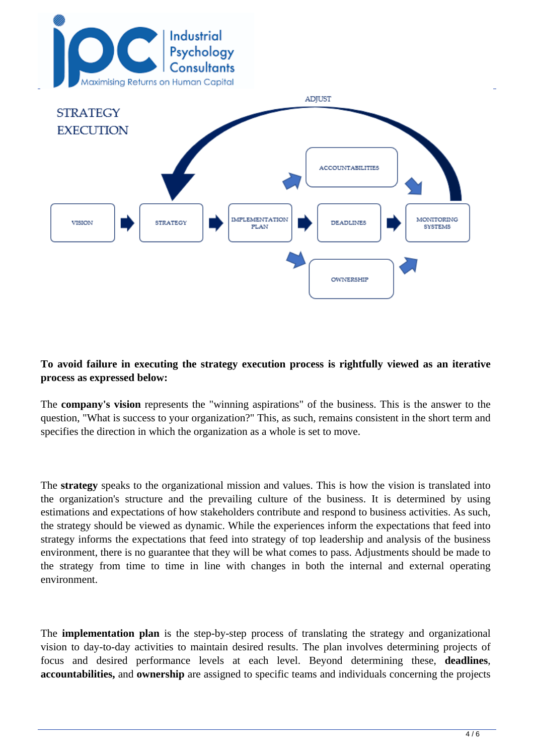STRATEGY EXECUTION

ADJUST

VISION → STRATEGY → IMPLEMENTATION PLAN → DEADLINES → MONITORING SYSTEMS

ACCOUNTABILITIES

OWNERSHIP

**To avoid failure in executing the strategy execution process is rightfully viewed as an iterative process as expressed below:**

The **company's vision** represents the "winning aspirations" of the business. This is the answer to the question, "What is success to your organization?" This, as such, remains consistent in the short term and specifies the direction in which the organization as a whole is set to move.

The **strategy** speaks to the organizational mission and values. This is how the vision is translated into the organization's structure and the prevailing culture of the business. It is determined by using estimations and expectations of how stakeholders contribute and respond to business activities. As such, the strategy should be viewed as dynamic. While the experiences inform the expectations that feed into strategy informs the expectations that feed into strategy of top leadership and analysis of the business environment, there is no guarantee that they will be what comes to pass. Adjustments should be made to the strategy from time to time in line with changes in both the internal and external operating environment.

The **implementation plan** is the step-by-step process of translating the strategy and organizational vision to day-to-day activities to maintain desired results. The plan involves determining projects of focus and desired performance levels at each level. Beyond determining these, **deadlines**, **accountabilities,** and **ownership** are assigned to specific teams and individuals concerning the projects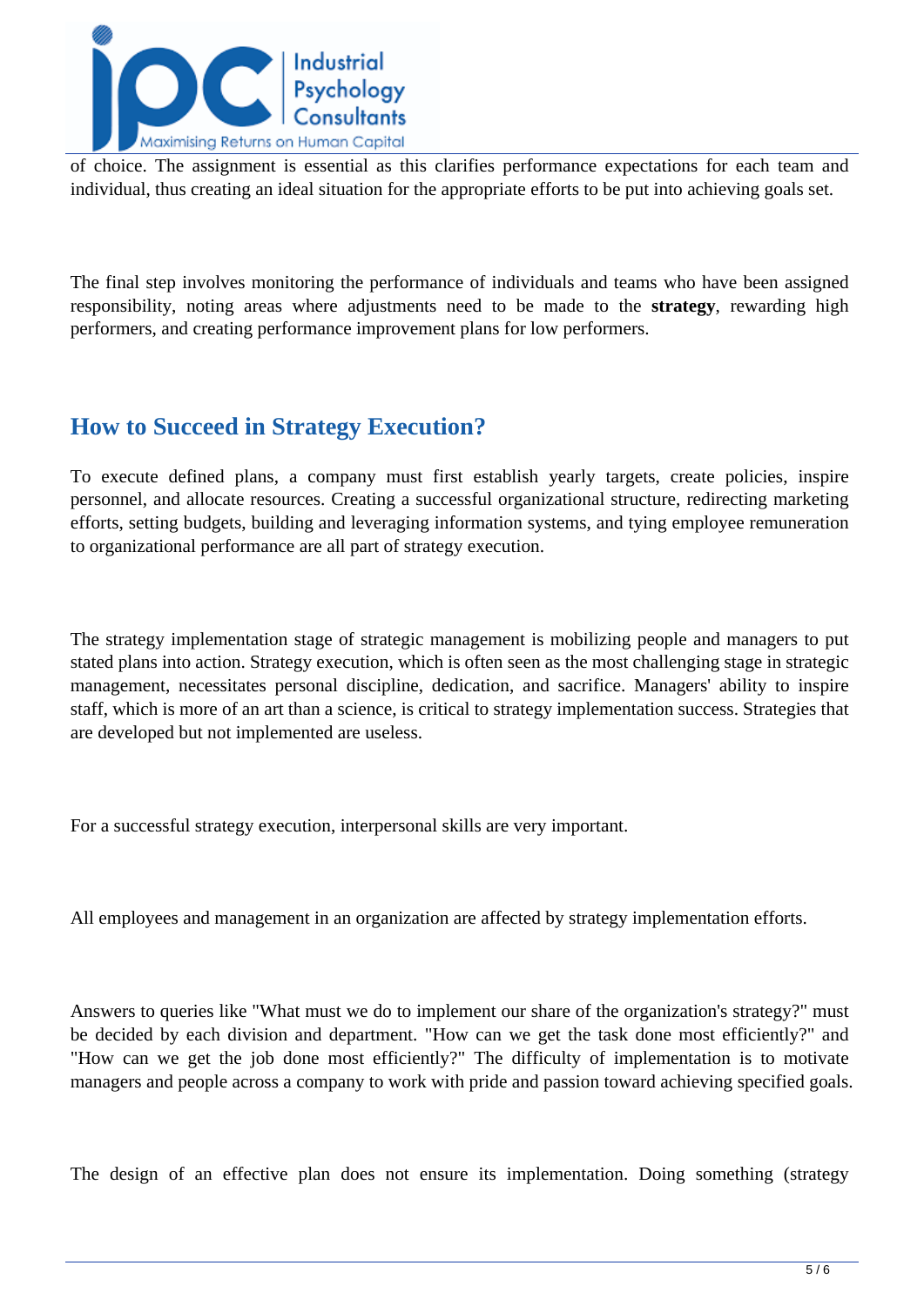of choice. The assignment is essential as this clarifies performance expectations for each team and individual, thus creating an ideal situation for the appropriate efforts to be put into achieving goals set.

The final step involves monitoring the performance of individuals and teams who have been assigned responsibility, noting areas where adjustments need to be made to the **strategy**, rewarding high performers, and creating performance improvement plans for low performers.

## How to Succeed in Strategy Execution?

To execute defined plans, a company must first establish yearly targets, create policies, inspire personnel, and allocate resources. Creating a successful organizational structure, redirecting marketing efforts, setting budgets, building and leveraging information systems, and tying employee remuneration to organizational performance are all part of strategy execution.

The strategy implementation stage of strategic management is mobilizing people and managers to put stated plans into action. Strategy execution, which is often seen as the most challenging stage in strategic management, necessitates personal discipline, dedication, and sacrifice. Managers' ability to inspire staff, which is more of an art than a science, is critical to strategy implementation success. Strategies that are developed but not implemented are useless.

For a successful strategy execution, interpersonal skills are very important.

All employees and management in an organization are affected by strategy implementation efforts.

Answers to queries like "What must we do to implement our share of the organization's strategy?" must be decided by each division and department. "How can we get the task done most efficiently?" and "How can we get the job done most efficiently?" The difficulty of implementation is to motivate managers and people across a company to work with pride and passion toward achieving specified goals.

The design of an effective plan does not ensure its implementation. Doing something (strategy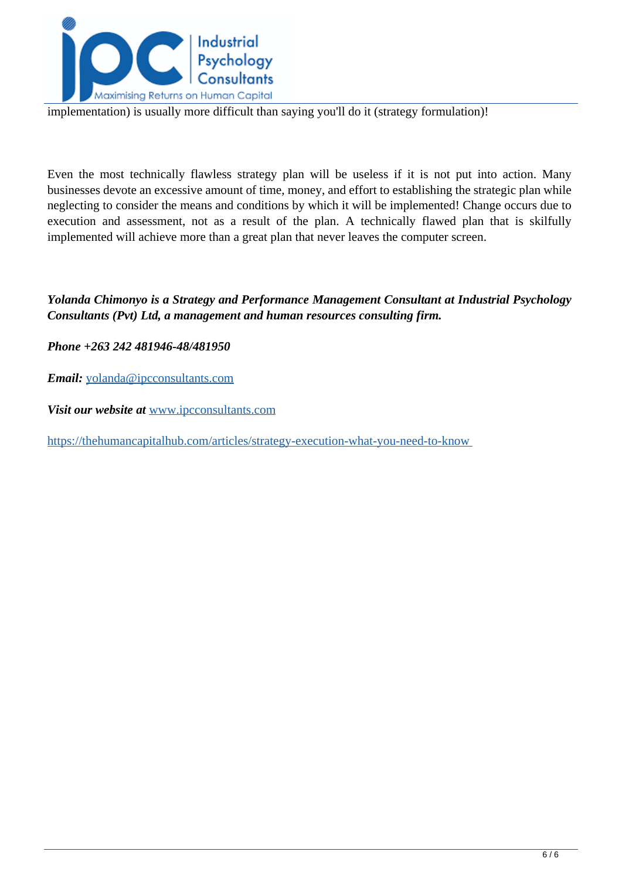implementation) is usually more difficult than saying you'll do it (strategy formulation)!

Even the most technically flawless strategy plan will be useless if it is not put into action. Many businesses devote an excessive amount of time, money, and effort to establishing the strategic plan while neglecting to consider the means and conditions by which it will be implemented! Change occurs due to execution and assessment, not as a result of the plan. A technically flawed plan that is skilfully implemented will achieve more than a great plan that never leaves the computer screen.

***Yolanda Chimonyo is a Strategy and Performance Management Consultant at Industrial Psychology Consultants (Pvt) Ltd, a management and human resources consulting firm.***

***Phone +263 242 481946-48/481950***

***Email:*** [yolanda@ipcconsultants.com](mailto:yolanda@ipcconsultants.com)

***Visit our website at*** [www.ipcconsultants.com](http://www.ipcconsultants.com)

[https://thehumancapitalhub.com/articles/strategy-execution-what-you-need-to-know](https://thehumancapitalhub.com/articles/strategy-execution-what-you-need-to-know)